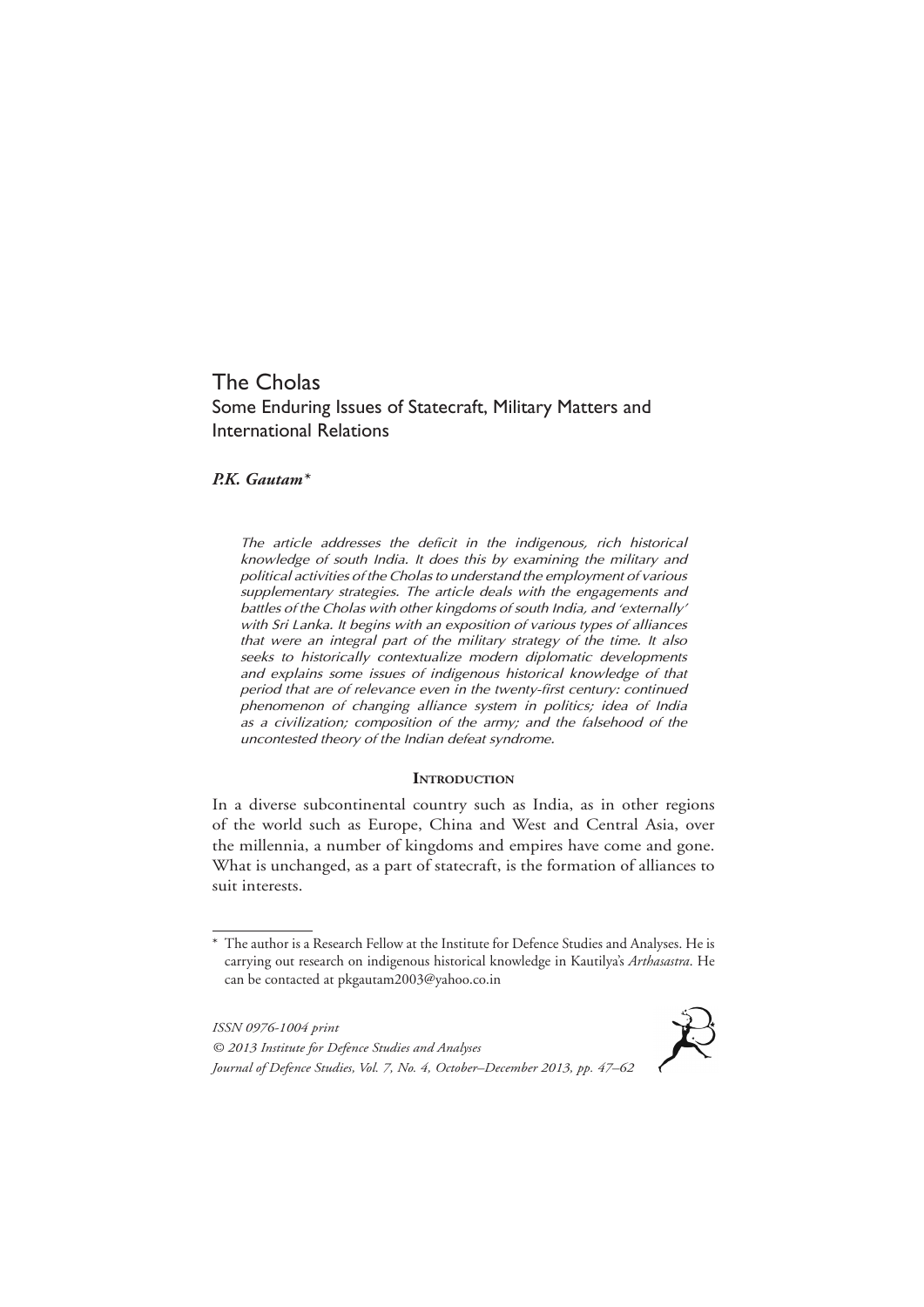# The Cholas

## Some Enduring Issues of Statecraft, Military Matters and International Relations

***P.K. Gautam****

*The article addresses the deficit in the indigenous, rich historical knowledge of south India. It does this by examining the military and political activities of the Cholas to understand the employment of various supplementary strategies. The article deals with the engagements and battles of the Cholas with other kingdoms of south India, and 'externally' with Sri Lanka. It begins with an exposition of various types of alliances that were an integral part of the military strategy of the time. It also seeks to historically contextualize modern diplomatic developments and explains some issues of indigenous historical knowledge of that period that are of relevance even in the twenty-first century: continued phenomenon of changing alliance system in politics; idea of India as a civilization; composition of the army; and the falsehood of the uncontested theory of the Indian defeat syndrome.*

### Introduction

In a diverse subcontinental country such as India, as in other regions of the world such as Europe, China and West and Central Asia, over the millennia, a number of kingdoms and empires have come and gone. What is unchanged, as a part of statecraft, is the formation of alliances to suit interests.

---

\* The author is a Research Fellow at the Institute for Defence Studies and Analyses. He is carrying out research on indigenous historical knowledge in Kautilya's *Arthasastra*. He can be contacted at pkgautam2003@yahoo.co.in

*ISSN 0976-1004 print*
*© 2013 Institute for Defence Studies and Analyses*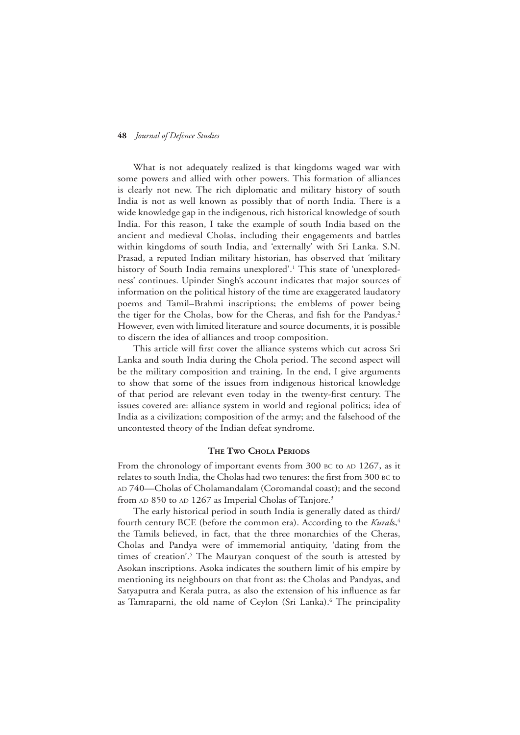What is not adequately realized is that kingdoms waged war with some powers and allied with other powers. This formation of alliances is clearly not new. The rich diplomatic and military history of south India is not as well known as possibly that of north India. There is a wide knowledge gap in the indigenous, rich historical knowledge of south India. For this reason, I take the example of south India based on the ancient and medieval Cholas, including their engagements and battles within kingdoms of south India, and 'externally' with Sri Lanka. S.N. Prasad, a reputed Indian military historian, has observed that 'military history of South India remains unexplored'.[1] This state of 'unexploredness' continues. Upinder Singh's account indicates that major sources of information on the political history of the time are exaggerated laudatory poems and Tamil–Brahmi inscriptions; the emblems of power being the tiger for the Cholas, bow for the Cheras, and fish for the Pandyas.[2] However, even with limited literature and source documents, it is possible to discern the idea of alliances and troop composition.

This article will first cover the alliance systems which cut across Sri Lanka and south India during the Chola period. The second aspect will be the military composition and training. In the end, I give arguments to show that some of the issues from indigenous historical knowledge of that period are relevant even today in the twenty-first century. The issues covered are: alliance system in world and regional politics; idea of India as a civilization; composition of the army; and the falsehood of the uncontested theory of the Indian defeat syndrome.

## The Two Chola Periods

From the chronology of important events from 300 BC to AD 1267, as it relates to south India, the Cholas had two tenures: the first from 300 BC to AD 740—Cholas of Cholamandalam (Coromandal coast); and the second from AD 850 to AD 1267 as Imperial Cholas of Tanjore.[3]

The early historical period in south India is generally dated as third/fourth century BCE (before the common era). According to the *Kurals*,[4] the Tamils believed, in fact, that the three monarchies of the Cheras, Cholas and Pandya were of immemorial antiquity, 'dating from the times of creation'.[5] The Mauryan conquest of the south is attested by Asokan inscriptions. Asoka indicates the southern limit of his empire by mentioning its neighbours on that front as: the Cholas and Pandyas, and Satyaputra and Kerala putra, as also the extension of his influence as far as Tamraparni, the old name of Ceylon (Sri Lanka).[6] The principality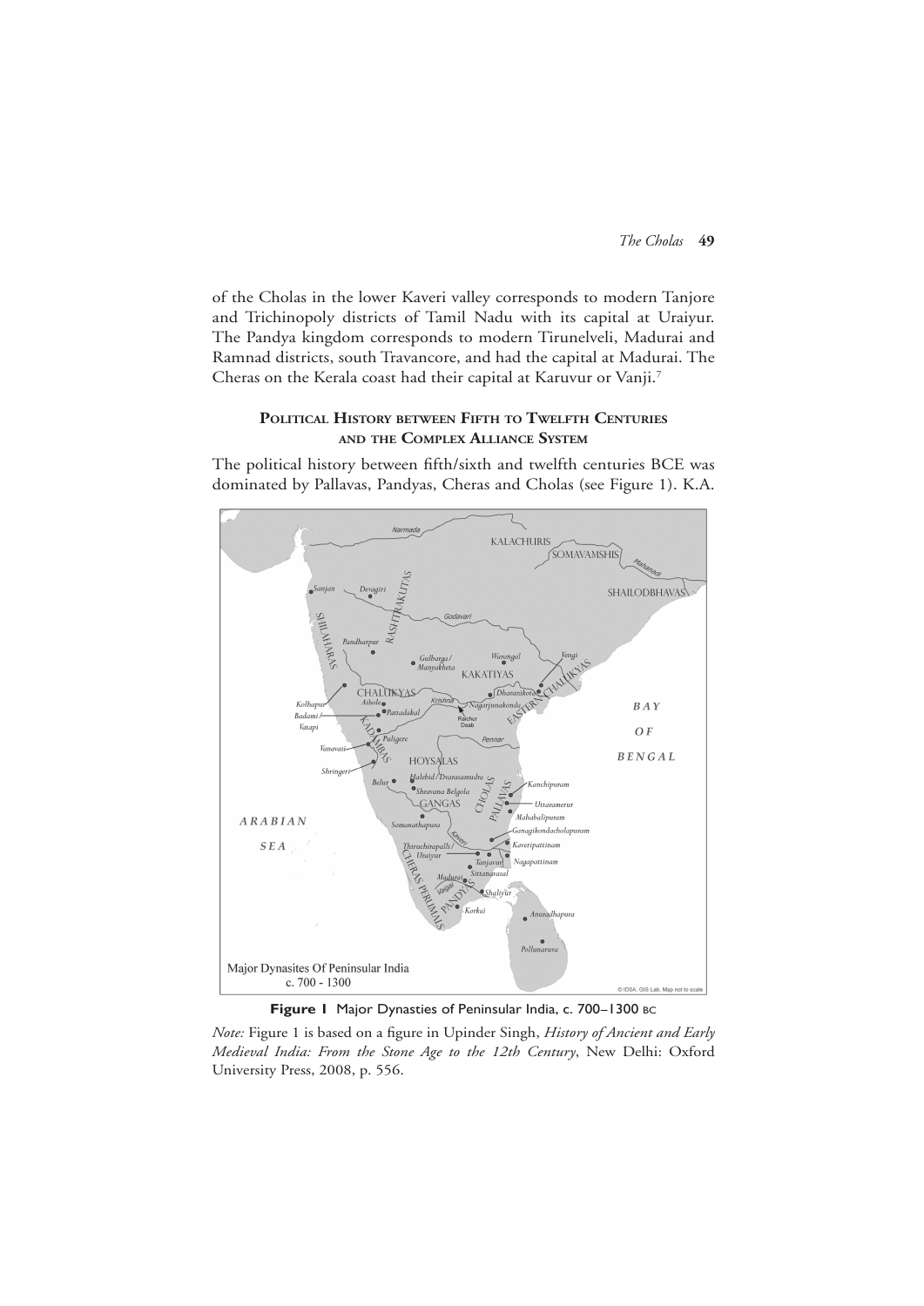of the Cholas in the lower Kaveri valley corresponds to modern Tanjore and Trichinopoly districts of Tamil Nadu with its capital at Uraiyur. The Pandya kingdom corresponds to modern Tirunelveli, Madurai and Ramnad districts, south Travancore, and had the capital at Madurai. The Cheras on the Kerala coast had their capital at Karuvur or Vanji.[7]

## Political History between Fifth to Twelfth Centuries and the Complex Alliance System

The political history between fifth/sixth and twelfth centuries BCE was dominated by Pallavas, Pandyas, Cheras and Cholas (see Figure 1). K.A.

**Figure 1** Major Dynasties of Peninsular India, c. 700–1300 BC

*Note:* Figure 1 is based on a figure in Upinder Singh, *History of Ancient and Early Medieval India: From the Stone Age to the 12th Century*, New Delhi: Oxford University Press, 2008, p. 556.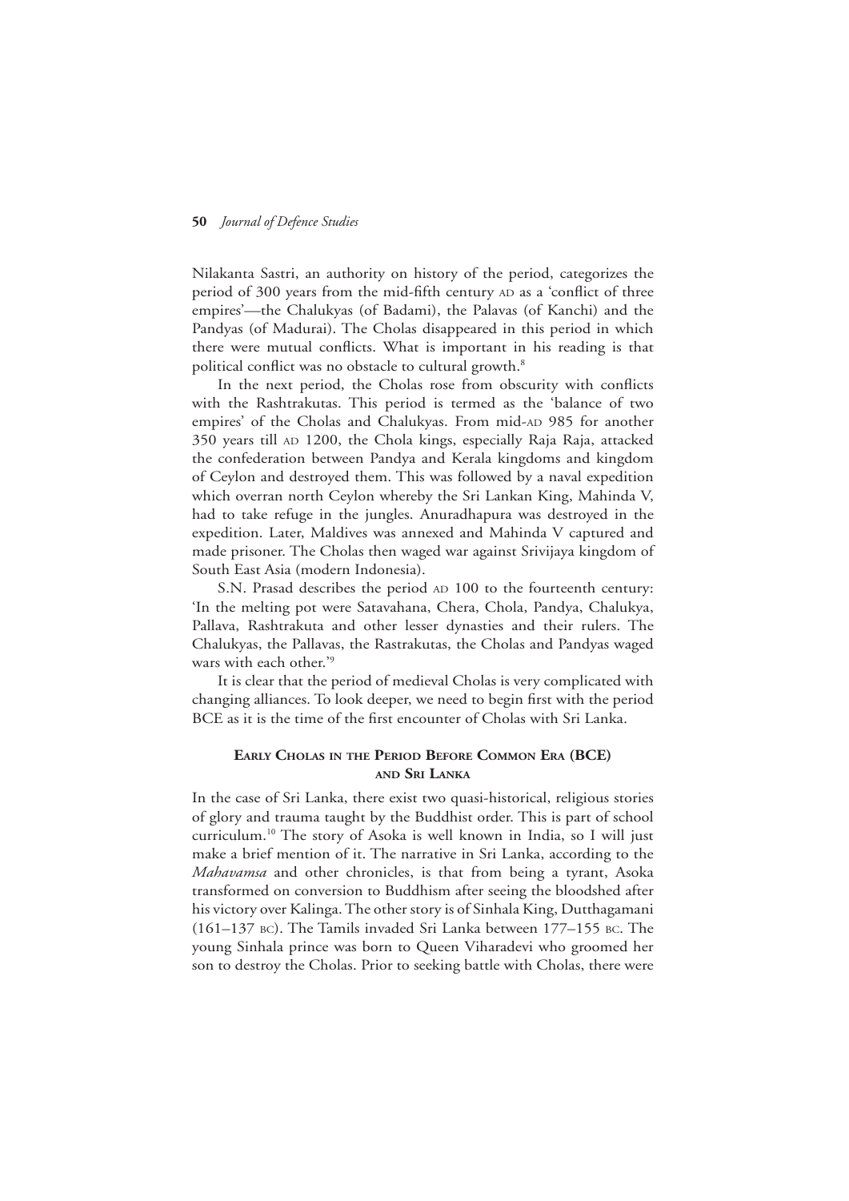Nilakanta Sastri, an authority on history of the period, categorizes the period of 300 years from the mid-fifth century AD as a 'conflict of three empires'—the Chalukyas (of Badami), the Palavas (of Kanchi) and the Pandyas (of Madurai). The Cholas disappeared in this period in which there were mutual conflicts. What is important in his reading is that political conflict was no obstacle to cultural growth.[8]

In the next period, the Cholas rose from obscurity with conflicts with the Rashtrakutas. This period is termed as the 'balance of two empires' of the Cholas and Chalukyas. From mid-AD 985 for another 350 years till AD 1200, the Chola kings, especially Raja Raja, attacked the confederation between Pandya and Kerala kingdoms and kingdom of Ceylon and destroyed them. This was followed by a naval expedition which overran north Ceylon whereby the Sri Lankan King, Mahinda V, had to take refuge in the jungles. Anuradhapura was destroyed in the expedition. Later, Maldives was annexed and Mahinda V captured and made prisoner. The Cholas then waged war against Srivijaya kingdom of South East Asia (modern Indonesia).

S.N. Prasad describes the period AD 100 to the fourteenth century: 'In the melting pot were Satavahana, Chera, Chola, Pandya, Chalukya, Pallava, Rashtrakuta and other lesser dynasties and their rulers. The Chalukyas, the Pallavas, the Rastrakutas, the Cholas and Pandyas waged wars with each other.'[9]

It is clear that the period of medieval Cholas is very complicated with changing alliances. To look deeper, we need to begin first with the period BCE as it is the time of the first encounter of Cholas with Sri Lanka.

## Early Cholas in the Period Before Common Era (BCE) and Sri Lanka

In the case of Sri Lanka, there exist two quasi-historical, religious stories of glory and trauma taught by the Buddhist order. This is part of school curriculum.[10] The story of Asoka is well known in India, so I will just make a brief mention of it. The narrative in Sri Lanka, according to the *Mahavamsa* and other chronicles, is that from being a tyrant, Asoka transformed on conversion to Buddhism after seeing the bloodshed after his victory over Kalinga. The other story is of Sinhala King, Dutthagamani (161–137 BC). The Tamils invaded Sri Lanka between 177–155 BC. The young Sinhala prince was born to Queen Viharadevi who groomed her son to destroy the Cholas. Prior to seeking battle with Cholas, there were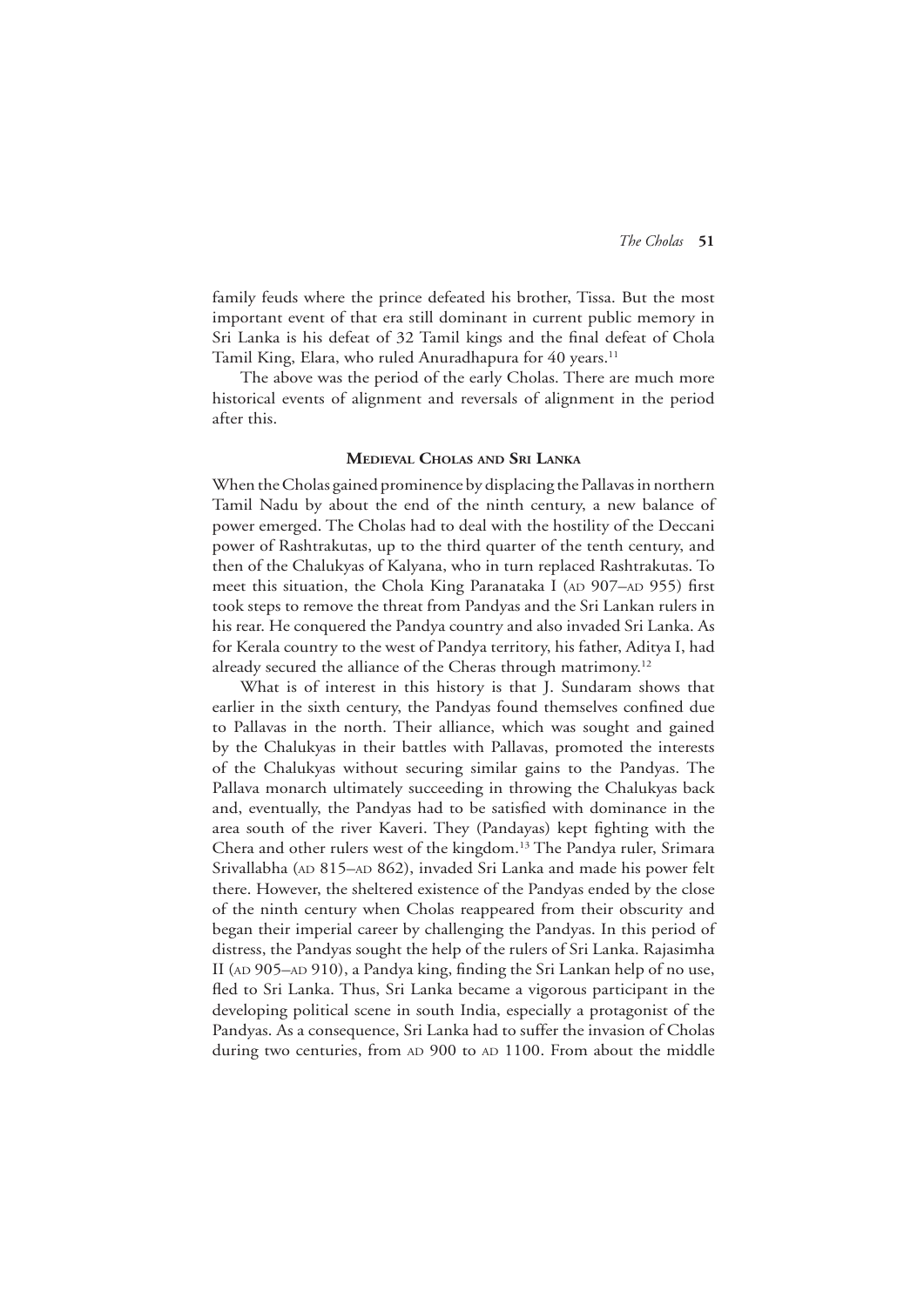family feuds where the prince defeated his brother, Tissa. But the most important event of that era still dominant in current public memory in Sri Lanka is his defeat of 32 Tamil kings and the final defeat of Chola Tamil King, Elara, who ruled Anuradhapura for 40 years.[11]

The above was the period of the early Cholas. There are much more historical events of alignment and reversals of alignment in the period after this.

## Medieval Cholas and Sri Lanka

When the Cholas gained prominence by displacing the Pallavas in northern Tamil Nadu by about the end of the ninth century, a new balance of power emerged. The Cholas had to deal with the hostility of the Deccani power of Rashtrakutas, up to the third quarter of the tenth century, and then of the Chalukyas of Kalyana, who in turn replaced Rashtrakutas. To meet this situation, the Chola King Paranataka I (AD 907–AD 955) first took steps to remove the threat from Pandyas and the Sri Lankan rulers in his rear. He conquered the Pandya country and also invaded Sri Lanka. As for Kerala country to the west of Pandya territory, his father, Aditya I, had already secured the alliance of the Cheras through matrimony.[12]

What is of interest in this history is that J. Sundaram shows that earlier in the sixth century, the Pandyas found themselves confined due to Pallavas in the north. Their alliance, which was sought and gained by the Chalukyas in their battles with Pallavas, promoted the interests of the Chalukyas without securing similar gains to the Pandyas. The Pallava monarch ultimately succeeding in throwing the Chalukyas back and, eventually, the Pandyas had to be satisfied with dominance in the area south of the river Kaveri. They (Pandayas) kept fighting with the Chera and other rulers west of the kingdom.[13] The Pandya ruler, Srimara Srivallabha (AD 815–AD 862), invaded Sri Lanka and made his power felt there. However, the sheltered existence of the Pandyas ended by the close of the ninth century when Cholas reappeared from their obscurity and began their imperial career by challenging the Pandyas. In this period of distress, the Pandyas sought the help of the rulers of Sri Lanka. Rajasimha II (AD 905–AD 910), a Pandya king, finding the Sri Lankan help of no use, fled to Sri Lanka. Thus, Sri Lanka became a vigorous participant in the developing political scene in south India, especially a protagonist of the Pandyas. As a consequence, Sri Lanka had to suffer the invasion of Cholas during two centuries, from AD 900 to AD 1100. From about the middle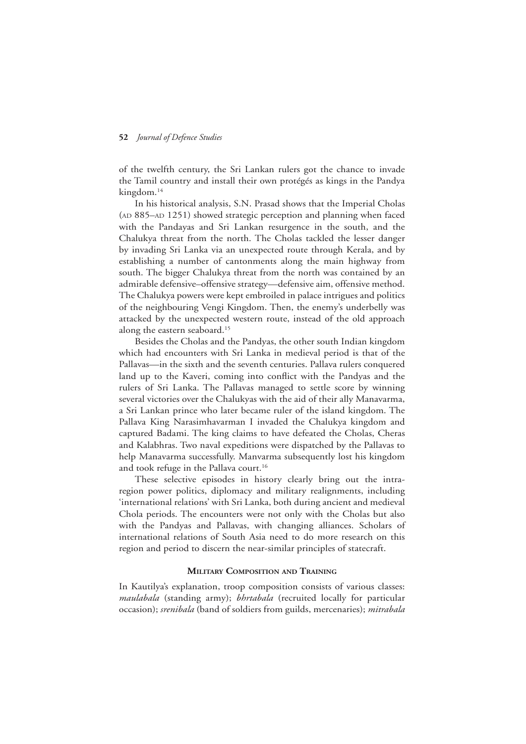of the twelfth century, the Sri Lankan rulers got the chance to invade the Tamil country and install their own protégés as kings in the Pandya kingdom.[14]

In his historical analysis, S.N. Prasad shows that the Imperial Cholas (AD 885–AD 1251) showed strategic perception and planning when faced with the Pandayas and Sri Lankan resurgence in the south, and the Chalukya threat from the north. The Cholas tackled the lesser danger by invading Sri Lanka via an unexpected route through Kerala, and by establishing a number of cantonments along the main highway from south. The bigger Chalukya threat from the north was contained by an admirable defensive–offensive strategy—defensive aim, offensive method. The Chalukya powers were kept embroiled in palace intrigues and politics of the neighbouring Vengi Kingdom. Then, the enemy's underbelly was attacked by the unexpected western route, instead of the old approach along the eastern seaboard.[15]

Besides the Cholas and the Pandyas, the other south Indian kingdom which had encounters with Sri Lanka in medieval period is that of the Pallavas—in the sixth and the seventh centuries. Pallava rulers conquered land up to the Kaveri, coming into conflict with the Pandyas and the rulers of Sri Lanka. The Pallavas managed to settle score by winning several victories over the Chalukyas with the aid of their ally Manavarma, a Sri Lankan prince who later became ruler of the island kingdom. The Pallava King Narasimhavarman I invaded the Chalukya kingdom and captured Badami. The king claims to have defeated the Cholas, Cheras and Kalabhras. Two naval expeditions were dispatched by the Pallavas to help Manavarma successfully. Manvarma subsequently lost his kingdom and took refuge in the Pallava court.[16]

These selective episodes in history clearly bring out the intra-region power politics, diplomacy and military realignments, including 'international relations' with Sri Lanka, both during ancient and medieval Chola periods. The encounters were not only with the Cholas but also with the Pandyas and Pallavas, with changing alliances. Scholars of international relations of South Asia need to do more research on this region and period to discern the near-similar principles of statecraft.

## Military Composition and Training

In Kautilya's explanation, troop composition consists of various classes: *maulabala* (standing army); *bhrtabala* (recruited locally for particular occasion); *srenibala* (band of soldiers from guilds, mercenaries); *mitrabala*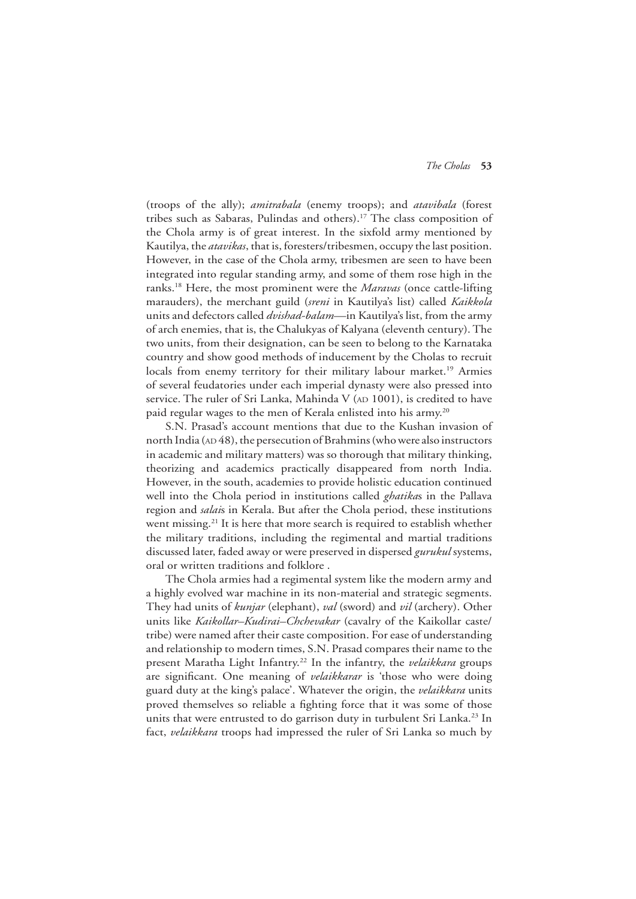(troops of the ally); *amitrabala* (enemy troops); and *atavibala* (forest tribes such as Sabaras, Pulindas and others).[17] The class composition of the Chola army is of great interest. In the sixfold army mentioned by Kautilya, the *atavikas*, that is, foresters/tribesmen, occupy the last position. However, in the case of the Chola army, tribesmen are seen to have been integrated into regular standing army, and some of them rose high in the ranks.[18] Here, the most prominent were the *Maravas* (once cattle-lifting marauders), the merchant guild (*sreni* in Kautilya's list) called *Kaikkola* units and defectors called *dvishad-balam*—in Kautilya's list, from the army of arch enemies, that is, the Chalukyas of Kalyana (eleventh century). The two units, from their designation, can be seen to belong to the Karnataka country and show good methods of inducement by the Cholas to recruit locals from enemy territory for their military labour market.[19] Armies of several feudatories under each imperial dynasty were also pressed into service. The ruler of Sri Lanka, Mahinda V (AD 1001), is credited to have paid regular wages to the men of Kerala enlisted into his army.[20]

S.N. Prasad's account mentions that due to the Kushan invasion of north India (AD 48), the persecution of Brahmins (who were also instructors in academic and military matters) was so thorough that military thinking, theorizing and academics practically disappeared from north India. However, in the south, academies to provide holistic education continued well into the Chola period in institutions called *ghatika*s in the Pallava region and *salai*s in Kerala. But after the Chola period, these institutions went missing.[21] It is here that more search is required to establish whether the military traditions, including the regimental and martial traditions discussed later, faded away or were preserved in dispersed *gurukul* systems, oral or written traditions and folklore .

The Chola armies had a regimental system like the modern army and a highly evolved war machine in its non-material and strategic segments. They had units of *kunjar* (elephant), *val* (sword) and *vil* (archery). Other units like *Kaikollar–Kudirai–Chchevakar* (cavalry of the Kaikollar caste/tribe) were named after their caste composition. For ease of understanding and relationship to modern times, S.N. Prasad compares their name to the present Maratha Light Infantry.[22] In the infantry, the *velaikkara* groups are significant. One meaning of *velaikkarar* is 'those who were doing guard duty at the king's palace'. Whatever the origin, the *velaikkara* units proved themselves so reliable a fighting force that it was some of those units that were entrusted to do garrison duty in turbulent Sri Lanka.[23] In fact, *velaikkara* troops had impressed the ruler of Sri Lanka so much by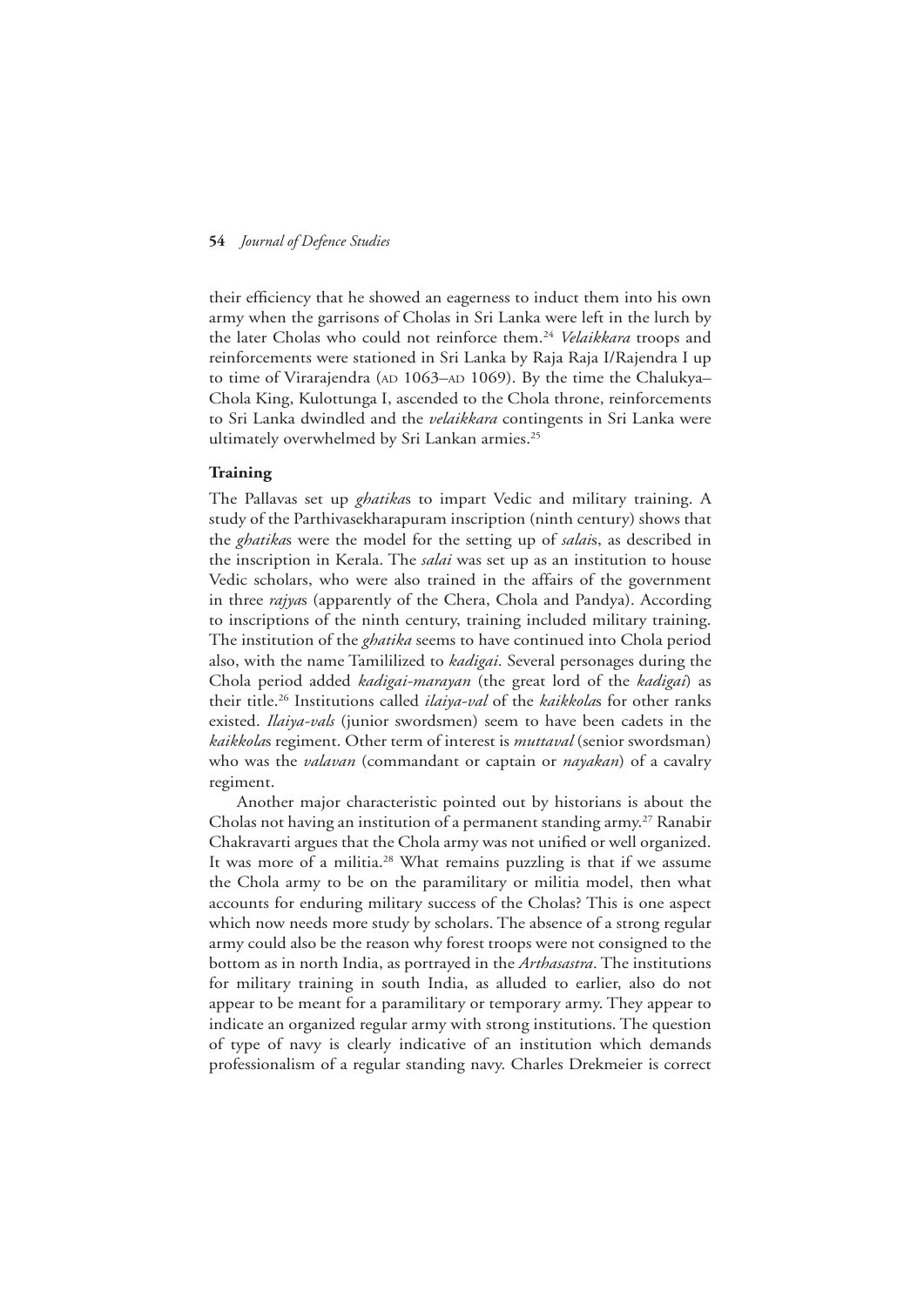their efficiency that he showed an eagerness to induct them into his own army when the garrisons of Cholas in Sri Lanka were left in the lurch by the later Cholas who could not reinforce them.[24] *Velaikkara* troops and reinforcements were stationed in Sri Lanka by Raja Raja I/Rajendra I up to time of Virarajendra (AD 1063–AD 1069). By the time the Chalukya–Chola King, Kulottunga I, ascended to the Chola throne, reinforcements to Sri Lanka dwindled and the *velaikkara* contingents in Sri Lanka were ultimately overwhelmed by Sri Lankan armies.[25]

**Training**

The Pallavas set up *ghatika*s to impart Vedic and military training. A study of the Parthivasekharapuram inscription (ninth century) shows that the *ghatika*s were the model for the setting up of *salai*s, as described in the inscription in Kerala. The *salai* was set up as an institution to house Vedic scholars, who were also trained in the affairs of the government in three *rajya*s (apparently of the Chera, Chola and Pandya). According to inscriptions of the ninth century, training included military training. The institution of the *ghatika* seems to have continued into Chola period also, with the name Tamililized to *kadigai*. Several personages during the Chola period added *kadigai-marayan* (the great lord of the *kadigai*) as their title.[26] Institutions called *ilaiya-val* of the *kaikkola*s for other ranks existed. *Ilaiya-vals* (junior swordsmen) seem to have been cadets in the *kaikkola*s regiment. Other term of interest is *muttaval* (senior swordsman) who was the *valavan* (commandant or captain or *nayakan*) of a cavalry regiment.

Another major characteristic pointed out by historians is about the Cholas not having an institution of a permanent standing army.[27] Ranabir Chakravarti argues that the Chola army was not unified or well organized. It was more of a militia.[28] What remains puzzling is that if we assume the Chola army to be on the paramilitary or militia model, then what accounts for enduring military success of the Cholas? This is one aspect which now needs more study by scholars. The absence of a strong regular army could also be the reason why forest troops were not consigned to the bottom as in north India, as portrayed in the *Arthasastra*. The institutions for military training in south India, as alluded to earlier, also do not appear to be meant for a paramilitary or temporary army. They appear to indicate an organized regular army with strong institutions. The question of type of navy is clearly indicative of an institution which demands professionalism of a regular standing navy. Charles Drekmeier is correct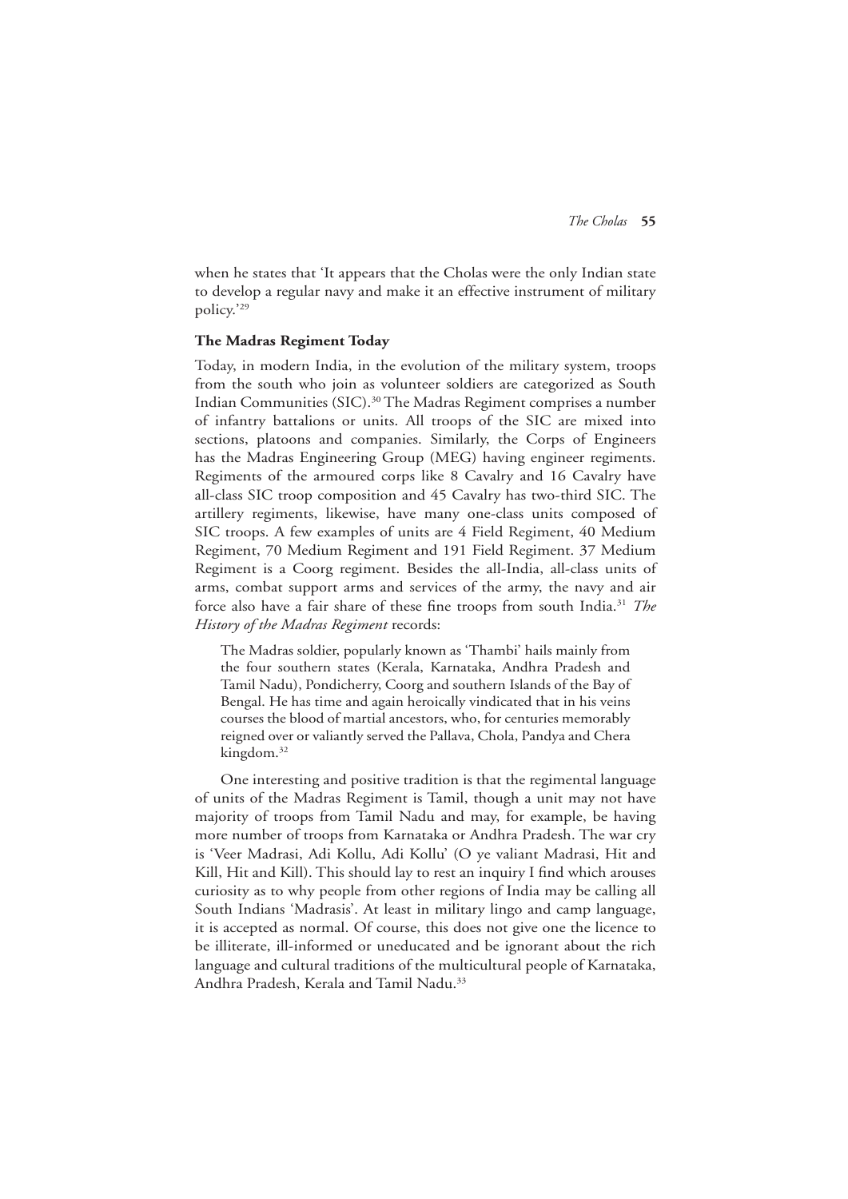when he states that 'It appears that the Cholas were the only Indian state to develop a regular navy and make it an effective instrument of military policy.'[29]

**The Madras Regiment Today**

Today, in modern India, in the evolution of the military system, troops from the south who join as volunteer soldiers are categorized as South Indian Communities (SIC).[30] The Madras Regiment comprises a number of infantry battalions or units. All troops of the SIC are mixed into sections, platoons and companies. Similarly, the Corps of Engineers has the Madras Engineering Group (MEG) having engineer regiments. Regiments of the armoured corps like 8 Cavalry and 16 Cavalry have all-class SIC troop composition and 45 Cavalry has two-third SIC. The artillery regiments, likewise, have many one-class units composed of SIC troops. A few examples of units are 4 Field Regiment, 40 Medium Regiment, 70 Medium Regiment and 191 Field Regiment. 37 Medium Regiment is a Coorg regiment. Besides the all-India, all-class units of arms, combat support arms and services of the army, the navy and air force also have a fair share of these fine troops from south India.[31] *The History of the Madras Regiment* records:

> The Madras soldier, popularly known as 'Thambi' hails mainly from the four southern states (Kerala, Karnataka, Andhra Pradesh and Tamil Nadu), Pondicherry, Coorg and southern Islands of the Bay of Bengal. He has time and again heroically vindicated that in his veins courses the blood of martial ancestors, who, for centuries memorably reigned over or valiantly served the Pallava, Chola, Pandya and Chera kingdom.[32]

One interesting and positive tradition is that the regimental language of units of the Madras Regiment is Tamil, though a unit may not have majority of troops from Tamil Nadu and may, for example, be having more number of troops from Karnataka or Andhra Pradesh. The war cry is 'Veer Madrasi, Adi Kollu, Adi Kollu' (O ye valiant Madrasi, Hit and Kill, Hit and Kill). This should lay to rest an inquiry I find which arouses curiosity as to why people from other regions of India may be calling all South Indians 'Madrasis'. At least in military lingo and camp language, it is accepted as normal. Of course, this does not give one the licence to be illiterate, ill-informed or uneducated and be ignorant about the rich language and cultural traditions of the multicultural people of Karnataka, Andhra Pradesh, Kerala and Tamil Nadu.[33]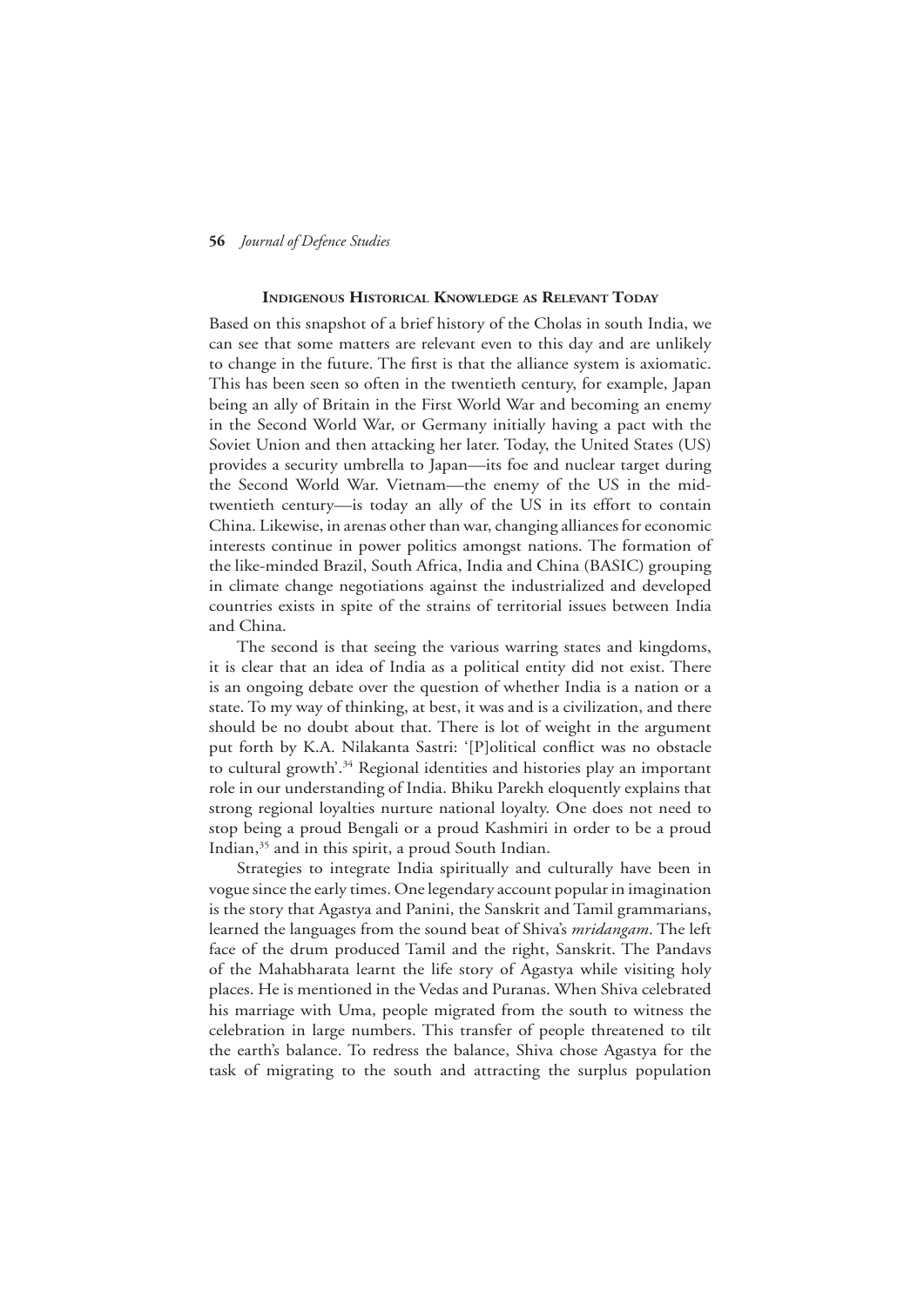## Indigenous Historical Knowledge as Relevant Today

Based on this snapshot of a brief history of the Cholas in south India, we can see that some matters are relevant even to this day and are unlikely to change in the future. The first is that the alliance system is axiomatic. This has been seen so often in the twentieth century, for example, Japan being an ally of Britain in the First World War and becoming an enemy in the Second World War, or Germany initially having a pact with the Soviet Union and then attacking her later. Today, the United States (US) provides a security umbrella to Japan—its foe and nuclear target during the Second World War. Vietnam—the enemy of the US in the mid-twentieth century—is today an ally of the US in its effort to contain China. Likewise, in arenas other than war, changing alliances for economic interests continue in power politics amongst nations. The formation of the like-minded Brazil, South Africa, India and China (BASIC) grouping in climate change negotiations against the industrialized and developed countries exists in spite of the strains of territorial issues between India and China.

The second is that seeing the various warring states and kingdoms, it is clear that an idea of India as a political entity did not exist. There is an ongoing debate over the question of whether India is a nation or a state. To my way of thinking, at best, it was and is a civilization, and there should be no doubt about that. There is lot of weight in the argument put forth by K.A. Nilakanta Sastri: '[P]olitical conflict was no obstacle to cultural growth'.[34] Regional identities and histories play an important role in our understanding of India. Bhiku Parekh eloquently explains that strong regional loyalties nurture national loyalty. One does not need to stop being a proud Bengali or a proud Kashmiri in order to be a proud Indian,[35] and in this spirit, a proud South Indian.

Strategies to integrate India spiritually and culturally have been in vogue since the early times. One legendary account popular in imagination is the story that Agastya and Panini, the Sanskrit and Tamil grammarians, learned the languages from the sound beat of Shiva's *mridangam*. The left face of the drum produced Tamil and the right, Sanskrit. The Pandavs of the Mahabharata learnt the life story of Agastya while visiting holy places. He is mentioned in the Vedas and Puranas. When Shiva celebrated his marriage with Uma, people migrated from the south to witness the celebration in large numbers. This transfer of people threatened to tilt the earth's balance. To redress the balance, Shiva chose Agastya for the task of migrating to the south and attracting the surplus population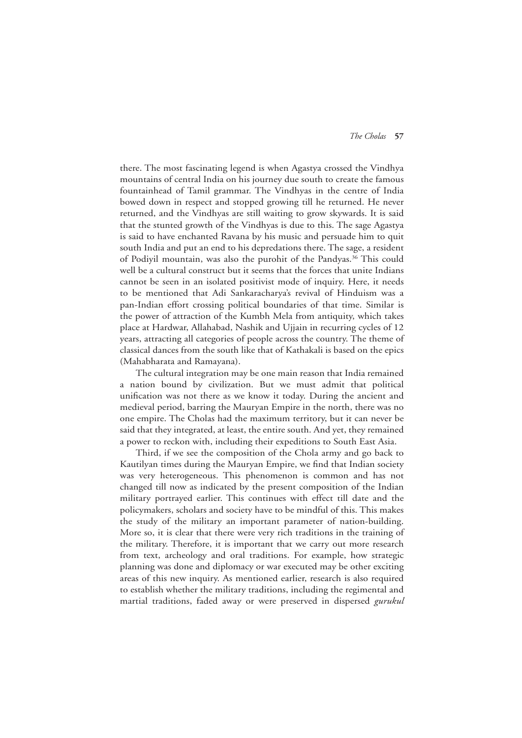there. The most fascinating legend is when Agastya crossed the Vindhya mountains of central India on his journey due south to create the famous fountainhead of Tamil grammar. The Vindhyas in the centre of India bowed down in respect and stopped growing till he returned. He never returned, and the Vindhyas are still waiting to grow skywards. It is said that the stunted growth of the Vindhyas is due to this. The sage Agastya is said to have enchanted Ravana by his music and persuade him to quit south India and put an end to his depredations there. The sage, a resident of Podiyil mountain, was also the purohit of the Pandyas.[36] This could well be a cultural construct but it seems that the forces that unite Indians cannot be seen in an isolated positivist mode of inquiry. Here, it needs to be mentioned that Adi Sankaracharya's revival of Hinduism was a pan-Indian effort crossing political boundaries of that time. Similar is the power of attraction of the Kumbh Mela from antiquity, which takes place at Hardwar, Allahabad, Nashik and Ujjain in recurring cycles of 12 years, attracting all categories of people across the country. The theme of classical dances from the south like that of Kathakali is based on the epics (Mahabharata and Ramayana).

The cultural integration may be one main reason that India remained a nation bound by civilization. But we must admit that political unification was not there as we know it today. During the ancient and medieval period, barring the Mauryan Empire in the north, there was no one empire. The Cholas had the maximum territory, but it can never be said that they integrated, at least, the entire south. And yet, they remained a power to reckon with, including their expeditions to South East Asia.

Third, if we see the composition of the Chola army and go back to Kautilyan times during the Mauryan Empire, we find that Indian society was very heterogeneous. This phenomenon is common and has not changed till now as indicated by the present composition of the Indian military portrayed earlier. This continues with effect till date and the policymakers, scholars and society have to be mindful of this. This makes the study of the military an important parameter of nation-building. More so, it is clear that there were very rich traditions in the training of the military. Therefore, it is important that we carry out more research from text, archeology and oral traditions. For example, how strategic planning was done and diplomacy or war executed may be other exciting areas of this new inquiry. As mentioned earlier, research is also required to establish whether the military traditions, including the regimental and martial traditions, faded away or were preserved in dispersed *gurukul*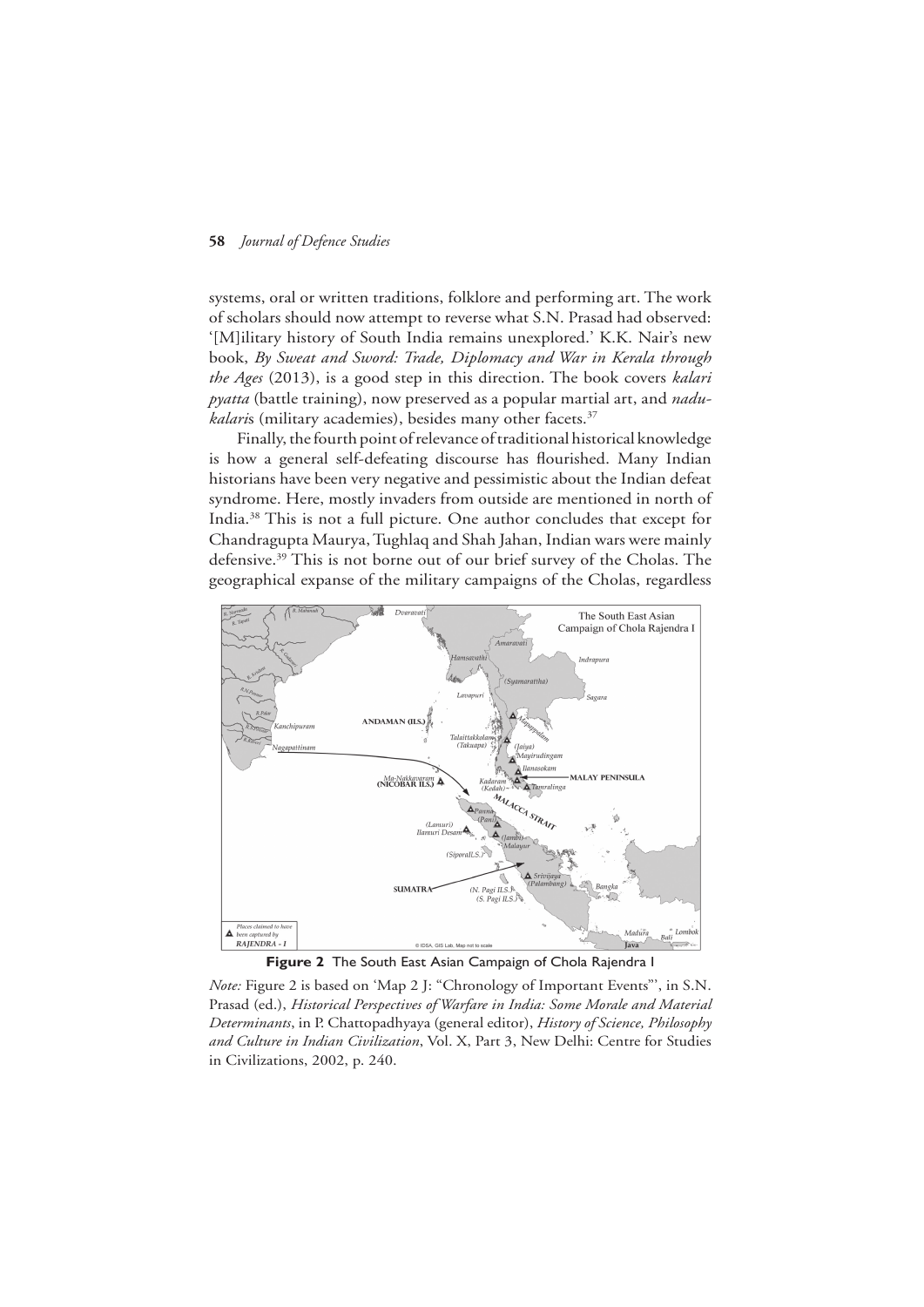systems, oral or written traditions, folklore and performing art. The work of scholars should now attempt to reverse what S.N. Prasad had observed: '[M]ilitary history of South India remains unexplored.' K.K. Nair's new book, *By Sweat and Sword: Trade, Diplomacy and War in Kerala through the Ages* (2013), is a good step in this direction. The book covers *kalari pyatta* (battle training), now preserved as a popular martial art, and *nadu-kalari*s (military academies), besides many other facets.[37]

Finally, the fourth point of relevance of traditional historical knowledge is how a general self-defeating discourse has flourished. Many Indian historians have been very negative and pessimistic about the Indian defeat syndrome. Here, mostly invaders from outside are mentioned in north of India.[38] This is not a full picture. One author concludes that except for Chandragupta Maurya, Tughlaq and Shah Jahan, Indian wars were mainly defensive.[39] This is not borne out of our brief survey of the Cholas. The geographical expanse of the military campaigns of the Cholas, regardless

**Figure 2** The South East Asian Campaign of Chola Rajendra I

*Note:* Figure 2 is based on 'Map 2 J: "Chronology of Important Events"', in S.N. Prasad (ed.), *Historical Perspectives of Warfare in India: Some Morale and Material Determinants*, in P. Chattopadhyaya (general editor), *History of Science, Philosophy and Culture in Indian Civilization*, Vol. X, Part 3, New Delhi: Centre for Studies in Civilizations, 2002, p. 240.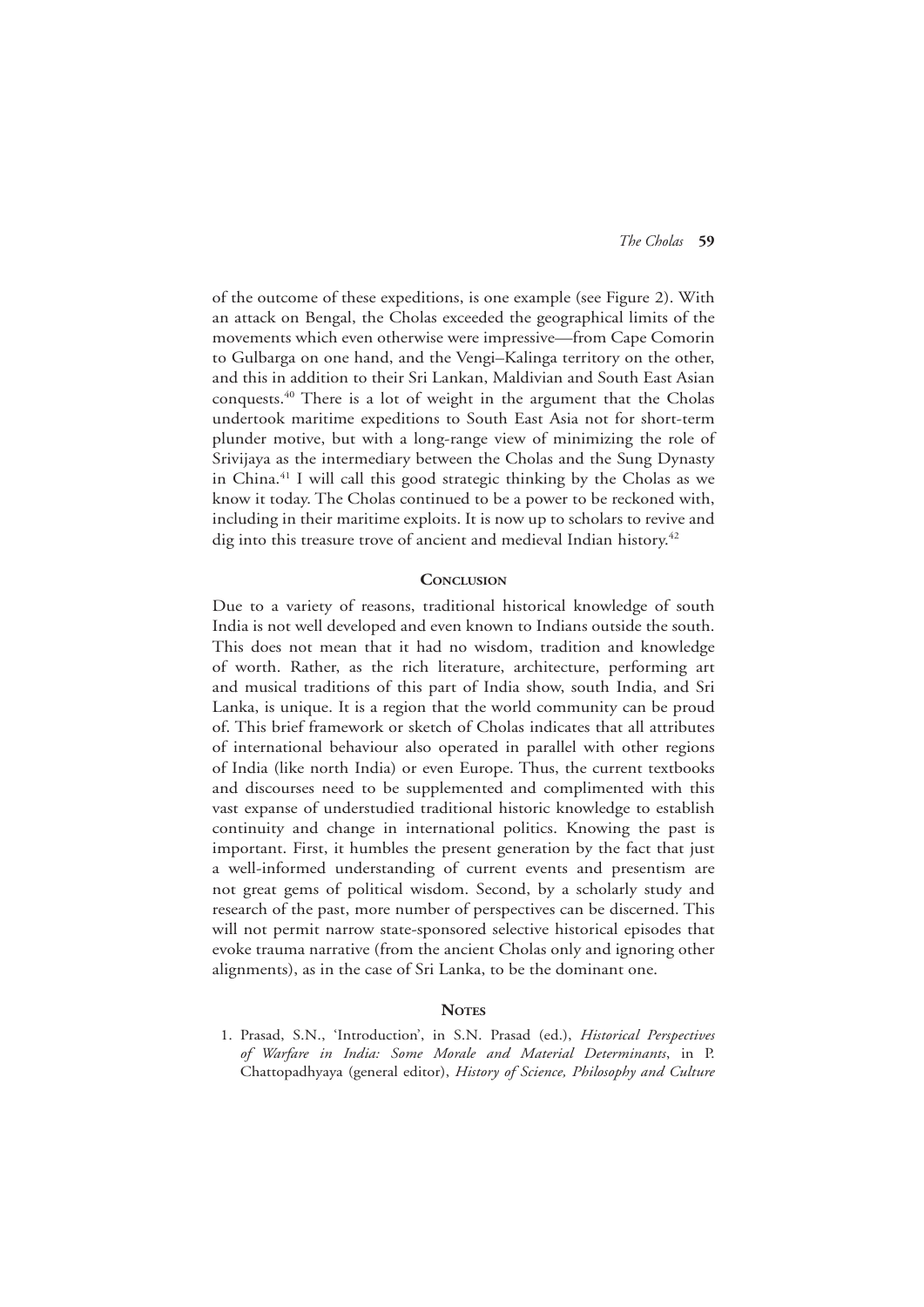of the outcome of these expeditions, is one example (see Figure 2). With an attack on Bengal, the Cholas exceeded the geographical limits of the movements which even otherwise were impressive—from Cape Comorin to Gulbarga on one hand, and the Vengi–Kalinga territory on the other, and this in addition to their Sri Lankan, Maldivian and South East Asian conquests.[40] There is a lot of weight in the argument that the Cholas undertook maritime expeditions to South East Asia not for short-term plunder motive, but with a long-range view of minimizing the role of Srivijaya as the intermediary between the Cholas and the Sung Dynasty in China.[41] I will call this good strategic thinking by the Cholas as we know it today. The Cholas continued to be a power to be reckoned with, including in their maritime exploits. It is now up to scholars to revive and dig into this treasure trove of ancient and medieval Indian history.[42]

## Conclusion

Due to a variety of reasons, traditional historical knowledge of south India is not well developed and even known to Indians outside the south. This does not mean that it had no wisdom, tradition and knowledge of worth. Rather, as the rich literature, architecture, performing art and musical traditions of this part of India show, south India, and Sri Lanka, is unique. It is a region that the world community can be proud of. This brief framework or sketch of Cholas indicates that all attributes of international behaviour also operated in parallel with other regions of India (like north India) or even Europe. Thus, the current textbooks and discourses need to be supplemented and complimented with this vast expanse of understudied traditional historic knowledge to establish continuity and change in international politics. Knowing the past is important. First, it humbles the present generation by the fact that just a well-informed understanding of current events and presentism are not great gems of political wisdom. Second, by a scholarly study and research of the past, more number of perspectives can be discerned. This will not permit narrow state-sponsored selective historical episodes that evoke trauma narrative (from the ancient Cholas only and ignoring other alignments), as in the case of Sri Lanka, to be the dominant one.

## Notes

1. Prasad, S.N., 'Introduction', in S.N. Prasad (ed.), *Historical Perspectives of Warfare in India: Some Morale and Material Determinants*, in P. Chattopadhyaya (general editor), *History of Science, Philosophy and Culture*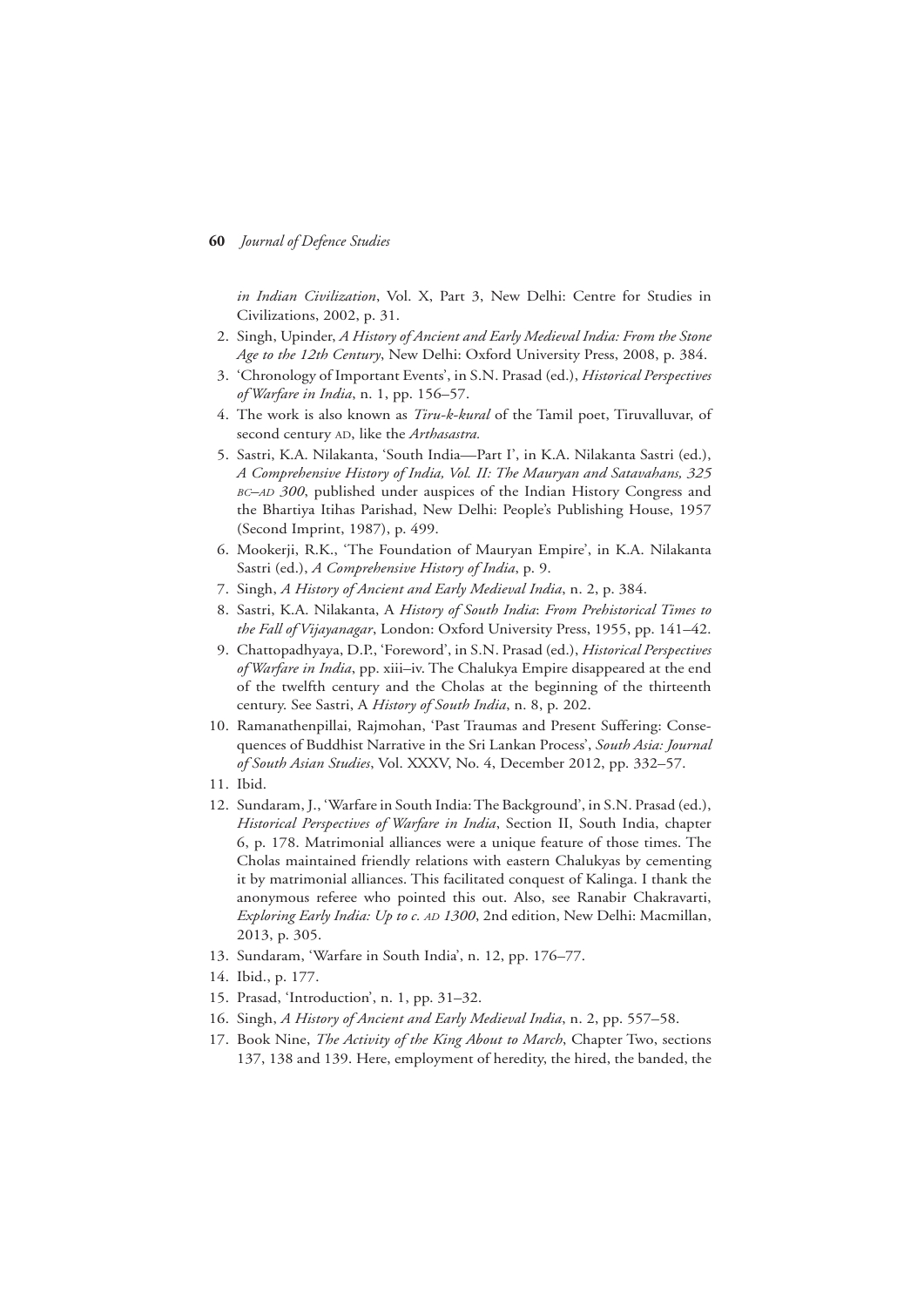*in Indian Civilization*, Vol. X, Part 3, New Delhi: Centre for Studies in Civilizations, 2002, p. 31.

2. Singh, Upinder, *A History of Ancient and Early Medieval India: From the Stone Age to the 12th Century*, New Delhi: Oxford University Press, 2008, p. 384.
3. 'Chronology of Important Events', in S.N. Prasad (ed.), *Historical Perspectives of Warfare in India*, n. 1, pp. 156–57.
4. The work is also known as *Tiru-k-kural* of the Tamil poet, Tiruvalluvar, of second century AD, like the *Arthasastra.*
5. Sastri, K.A. Nilakanta, 'South India—Part I', in K.A. Nilakanta Sastri (ed.), *A Comprehensive History of India, Vol. II: The Mauryan and Satavahans, 325 BC–AD 300*, published under auspices of the Indian History Congress and the Bhartiya Itihas Parishad, New Delhi: People's Publishing House, 1957 (Second Imprint, 1987), p. 499.
6. Mookerji, R.K., 'The Foundation of Mauryan Empire', in K.A. Nilakanta Sastri (ed.), *A Comprehensive History of India*, p. 9.
7. Singh, *A History of Ancient and Early Medieval India*, n. 2, p. 384.
8. Sastri, K.A. Nilakanta, A *History of South India*: *From Prehistorical Times to the Fall of Vijayanagar*, London: Oxford University Press, 1955, pp. 141–42.
9. Chattopadhyaya, D.P., 'Foreword', in S.N. Prasad (ed.), *Historical Perspectives of Warfare in India*, pp. xiii–iv. The Chalukya Empire disappeared at the end of the twelfth century and the Cholas at the beginning of the thirteenth century. See Sastri, A *History of South India*, n. 8, p. 202.
10. Ramanathenpillai, Rajmohan, 'Past Traumas and Present Suffering: Consequences of Buddhist Narrative in the Sri Lankan Process', *South Asia: Journal of South Asian Studies*, Vol. XXXV, No. 4, December 2012, pp. 332–57.
11. Ibid.
12. Sundaram, J., 'Warfare in South India: The Background', in S.N. Prasad (ed.), *Historical Perspectives of Warfare in India*, Section II, South India, chapter 6, p. 178. Matrimonial alliances were a unique feature of those times. The Cholas maintained friendly relations with eastern Chalukyas by cementing it by matrimonial alliances. This facilitated conquest of Kalinga. I thank the anonymous referee who pointed this out. Also, see Ranabir Chakravarti, *Exploring Early India: Up to c. AD 1300*, 2nd edition, New Delhi: Macmillan, 2013, p. 305.
13. Sundaram, 'Warfare in South India', n. 12, pp. 176–77.
14. Ibid., p. 177.
15. Prasad, 'Introduction', n. 1, pp. 31–32.
16. Singh, *A History of Ancient and Early Medieval India*, n. 2, pp. 557–58.
17. Book Nine, *The Activity of the King About to March*, Chapter Two, sections 137, 138 and 139. Here, employment of heredity, the hired, the banded, the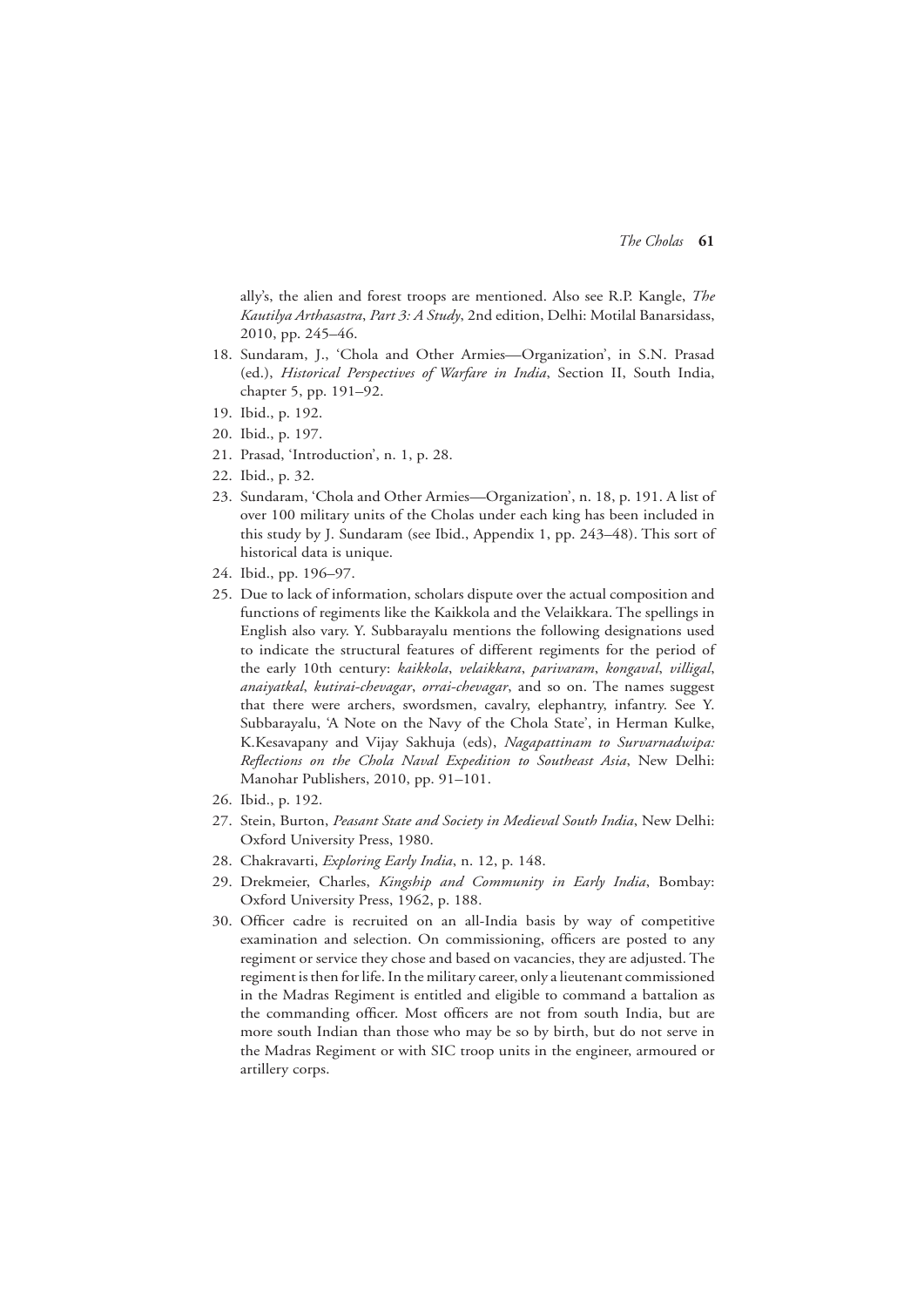ally's, the alien and forest troops are mentioned. Also see R.P. Kangle, *The Kautilya Arthasastra*, *Part 3: A Study*, 2nd edition, Delhi: Motilal Banarsidass, 2010, pp. 245–46.

18. Sundaram, J., 'Chola and Other Armies—Organization', in S.N. Prasad (ed.), *Historical Perspectives of Warfare in India*, Section II, South India, chapter 5, pp. 191–92.
19. Ibid., p. 192.
20. Ibid., p. 197.
21. Prasad, 'Introduction', n. 1, p. 28.
22. Ibid., p. 32.
23. Sundaram, 'Chola and Other Armies—Organization', n. 18, p. 191. A list of over 100 military units of the Cholas under each king has been included in this study by J. Sundaram (see Ibid., Appendix 1, pp. 243–48). This sort of historical data is unique.
24. Ibid., pp. 196–97.
25. Due to lack of information, scholars dispute over the actual composition and functions of regiments like the Kaikkola and the Velaikkara. The spellings in English also vary. Y. Subbarayalu mentions the following designations used to indicate the structural features of different regiments for the period of the early 10th century: *kaikkola*, *velaikkara*, *parivaram*, *kongaval*, *villigal*, *anaiyatkal*, *kutirai-chevagar*, *orrai-chevagar*, and so on. The names suggest that there were archers, swordsmen, cavalry, elephantry, infantry. See Y. Subbarayalu, 'A Note on the Navy of the Chola State', in Herman Kulke, K.Kesavapany and Vijay Sakhuja (eds), *Nagapattinam to Survarnadwipa: Reflections on the Chola Naval Expedition to Southeast Asia*, New Delhi: Manohar Publishers, 2010, pp. 91–101.
26. Ibid., p. 192.
27. Stein, Burton, *Peasant State and Society in Medieval South India*, New Delhi: Oxford University Press, 1980.
28. Chakravarti, *Exploring Early India*, n. 12, p. 148.
29. Drekmeier, Charles, *Kingship and Community in Early India*, Bombay: Oxford University Press, 1962, p. 188.
30. Officer cadre is recruited on an all-India basis by way of competitive examination and selection. On commissioning, officers are posted to any regiment or service they chose and based on vacancies, they are adjusted. The regiment is then for life. In the military career, only a lieutenant commissioned in the Madras Regiment is entitled and eligible to command a battalion as the commanding officer. Most officers are not from south India, but are more south Indian than those who may be so by birth, but do not serve in the Madras Regiment or with SIC troop units in the engineer, armoured or artillery corps.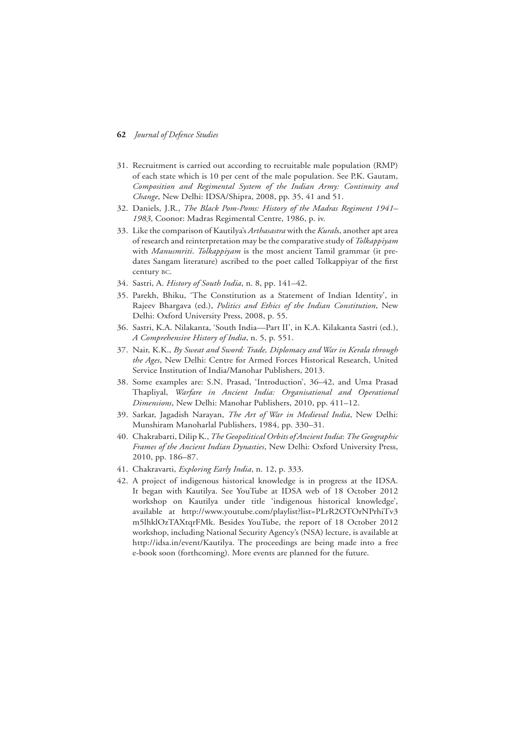31. Recruitment is carried out according to recruitable male population (RMP) of each state which is 10 per cent of the male population. See P.K. Gautam, *Composition and Regimental System of the Indian Army: Continuity and Change*, New Delhi: IDSA/Shipra, 2008, pp. 35, 41 and 51.
32. Daniels, J.R., *The Black Pom-Poms: History of the Madras Regiment 1941–1983*, Coonor: Madras Regimental Centre, 1986, p. iv.
33. Like the comparison of Kautilya's *Arthasastra* with the *Kural*s, another apt area of research and reinterpretation may be the comparative study of *Tolkappiyam* with *Manusmriti*. *Tolkappiyam* is the most ancient Tamil grammar (it pre-dates Sangam literature) ascribed to the poet called Tolkappiyar of the first century BC.
34. Sastri, A. *History of South India*, n. 8, pp. 141–42.
35. Parekh, Bhiku, 'The Constitution as a Statement of Indian Identity', in Rajeev Bhargava (ed.), *Politics and Ethics of the Indian Constitution*, New Delhi: Oxford University Press, 2008, p. 55.
36. Sastri, K.A. Nilakanta, 'South India—Part II', in K.A. Kilakanta Sastri (ed.), *A Comprehensive History of India*, n. 5, p. 551.
37. Nair, K.K., *By Sweat and Sword: Trade, Diplomacy and War in Kerala through the Ages*, New Delhi: Centre for Armed Forces Historical Research, United Service Institution of India/Manohar Publishers, 2013.
38. Some examples are: S.N. Prasad, 'Introduction', 36–42, and Uma Prasad Thapliyal, *Warfare in Ancient India: Organisational and Operational Dimensions*, New Delhi: Manohar Publishers, 2010, pp. 411–12.
39. Sarkar, Jagadish Narayan, *The Art of War in Medieval India*, New Delhi: Munshiram Manoharlal Publishers, 1984, pp. 330–31.
40. Chakrabarti, Dilip K., *The Geopolitical Orbits of Ancient India*: *The Geographic Frames of the Ancient Indian Dynasties*, New Delhi: Oxford University Press, 2010, pp. 186–87.
41. Chakravarti, *Exploring Early India*, n. 12, p. 333.
42. A project of indigenous historical knowledge is in progress at the IDSA. It began with Kautilya. See YouTube at IDSA web of 18 October 2012 workshop on Kautilya under title 'indigenous historical knowledge', available at http://www.youtube.com/playlist?list=PLrR2OTOrNPrhiTv3m5lhklOzTAXtqrFMk. Besides YouTube, the report of 18 October 2012 workshop, including National Security Agency's (NSA) lecture, is available at http://idsa.in/event/Kautilya. The proceedings are being made into a free e-book soon (forthcoming). More events are planned for the future.